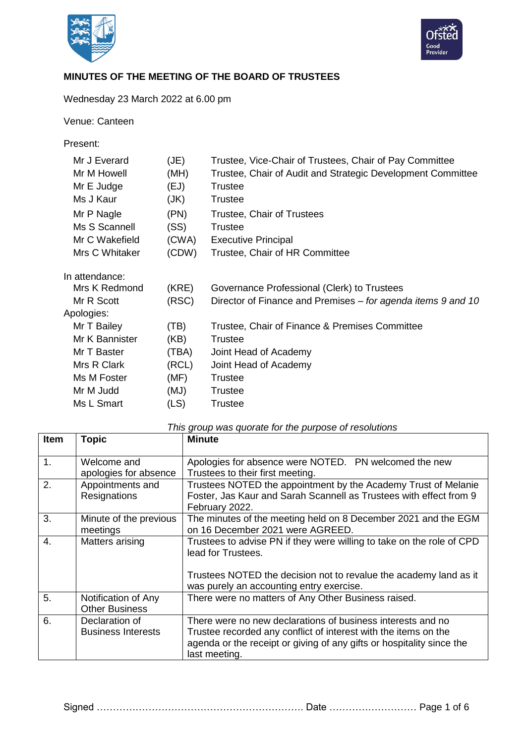## MINUTES OF THE MEETING OF THE BOARD OF TRUSTEES

Wednesday 23 March 2022 at 6.00 pm

Venue: Canteen

Present:

| | | |
|---|---|---|
| Mr J Everard | (JE) | Trustee, Vice-Chair of Trustees, Chair of Pay Committee |
| Mr M Howell | (MH) | Trustee, Chair of Audit and Strategic Development Committee |
| Mr E Judge | (EJ) | Trustee |
| Ms J Kaur | (JK) | Trustee |
| Mr P Nagle | (PN) | Trustee, Chair of Trustees |
| Ms S Scannell | (SS) | Trustee |
| Mr C Wakefield | (CWA) | Executive Principal |
| Mrs C Whitaker | (CDW) | Trustee, Chair of HR Committee |

In attendance:

| | | |
|---|---|---|
| Mrs K Redmond | (KRE) | Governance Professional (Clerk) to Trustees |
| Mr R Scott | (RSC) | Director of Finance and Premises – *for agenda items 9 and 10* |

Apologies:

| | | |
|---|---|---|
| Mr T Bailey | (TB) | Trustee, Chair of Finance & Premises Committee |
| Mr K Bannister | (KB) | Trustee |
| Mr T Baster | (TBA) | Joint Head of Academy |
| Mrs R Clark | (RCL) | Joint Head of Academy |
| Ms M Foster | (MF) | Trustee |
| Mr M Judd | (MJ) | Trustee |
| Ms L Smart | (LS) | Trustee |

*This group was quorate for the purpose of resolutions*

| Item | Topic | Minute |
|---|---|---|
| 1. | Welcome and apologies for absence | Apologies for absence were NOTED. PN welcomed the new Trustees to their first meeting. |
| 2. | Appointments and Resignations | Trustees NOTED the appointment by the Academy Trust of Melanie Foster, Jas Kaur and Sarah Scannell as Trustees with effect from 9 February 2022. |
| 3. | Minute of the previous meetings | The minutes of the meeting held on 8 December 2021 and the EGM on 16 December 2021 were AGREED. |
| 4. | Matters arising | Trustees to advise PN if they were willing to take on the role of CPD lead for Trustees.<br><br>Trustees NOTED the decision not to revalue the academy land as it was purely an accounting entry exercise. |
| 5. | Notification of Any Other Business | There were no matters of Any Other Business raised. |
| 6. | Declaration of Business Interests | There were no new declarations of business interests and no Trustee recorded any conflict of interest with the items on the agenda or the receipt or giving of any gifts or hospitality since the last meeting. |

Signed ……………………………………………………… Date ………………………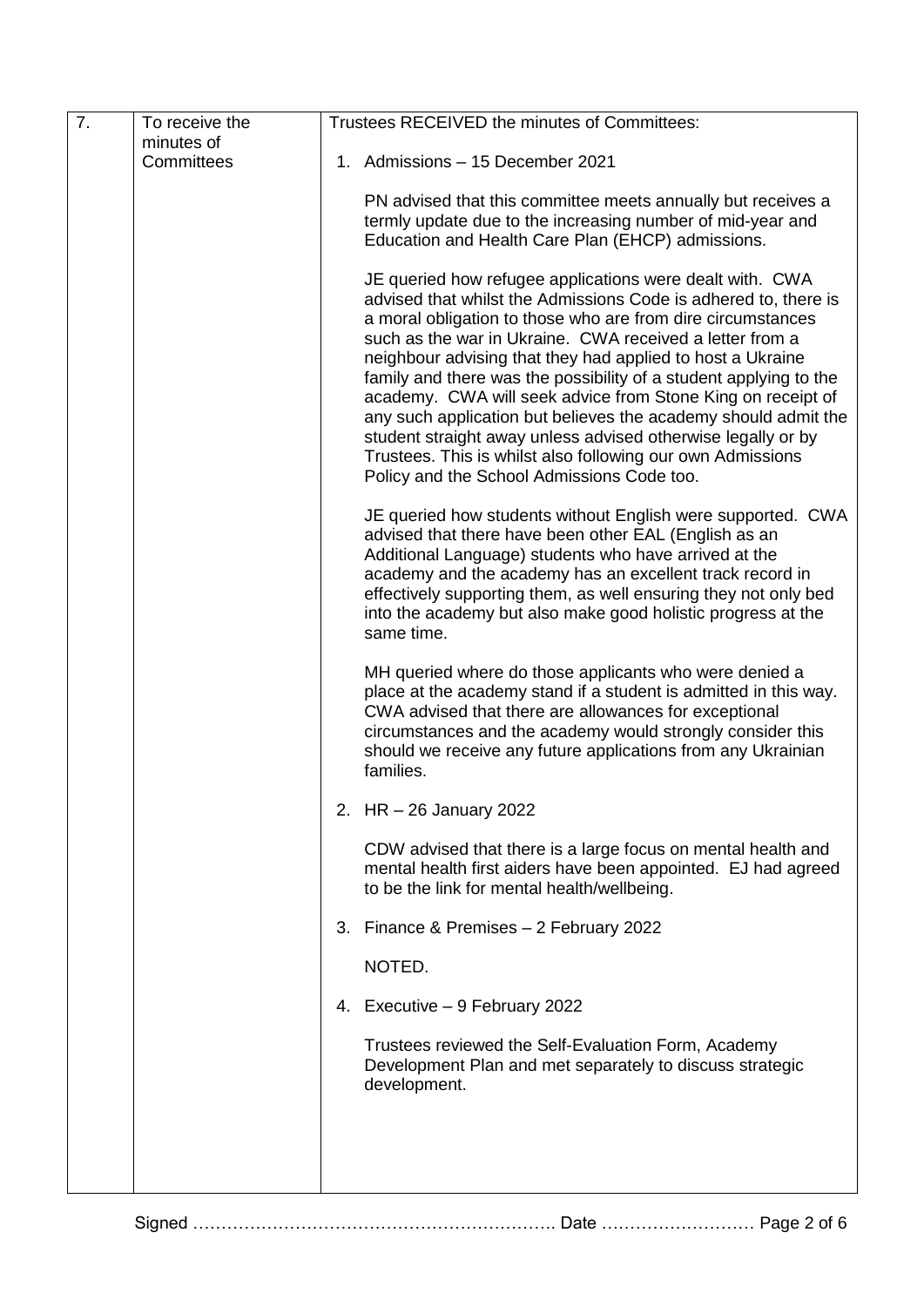| 7. | To receive the minutes of Committees | Trustees RECEIVED the minutes of Committees:<br><br>1. Admissions – 15 December 2021<br><br>PN advised that this committee meets annually but receives a termly update due to the increasing number of mid-year and Education and Health Care Plan (EHCP) admissions.<br><br>JE queried how refugee applications were dealt with. CWA advised that whilst the Admissions Code is adhered to, there is a moral obligation to those who are from dire circumstances such as the war in Ukraine. CWA received a letter from a neighbour advising that they had applied to host a Ukraine family and there was the possibility of a student applying to the academy. CWA will seek advice from Stone King on receipt of any such application but believes the academy should admit the student straight away unless advised otherwise legally or by Trustees. This is whilst also following our own Admissions Policy and the School Admissions Code too.<br><br>JE queried how students without English were supported. CWA advised that there have been other EAL (English as an Additional Language) students who have arrived at the academy and the academy has an excellent track record in effectively supporting them, as well ensuring they not only bed into the academy but also make good holistic progress at the same time.<br><br>MH queried where do those applicants who were denied a place at the academy stand if a student is admitted in this way. CWA advised that there are allowances for exceptional circumstances and the academy would strongly consider this should we receive any future applications from any Ukrainian families.<br><br>2. HR – 26 January 2022<br><br>CDW advised that there is a large focus on mental health and mental health first aiders have been appointed. EJ had agreed to be the link for mental health/wellbeing.<br><br>3. Finance & Premises – 2 February 2022<br><br>NOTED.<br><br>4. Executive – 9 February 2022<br><br>Trustees reviewed the Self-Evaluation Form, Academy Development Plan and met separately to discuss strategic development. |
|---|---|---|

Signed ………………………………………………………. Date ………………………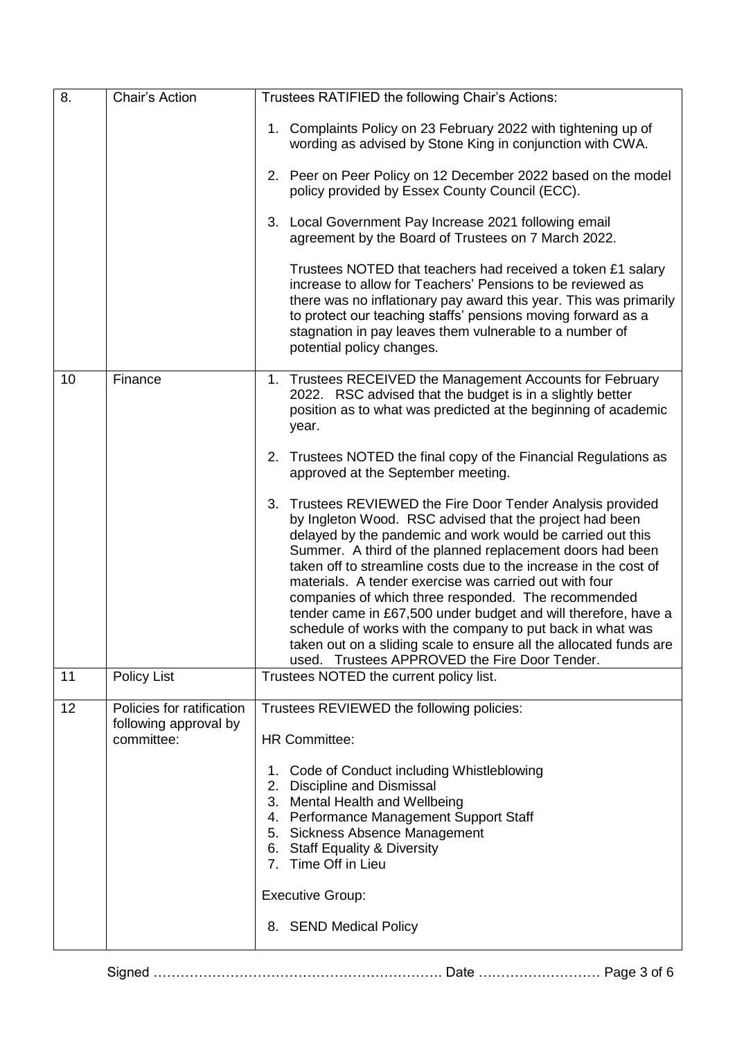| 8. | Chair's Action | Trustees RATIFIED the following Chair's Actions:<br><br>1. Complaints Policy on 23 February 2022 with tightening up of wording as advised by Stone King in conjunction with CWA.<br><br>2. Peer on Peer Policy on 12 December 2022 based on the model policy provided by Essex County Council (ECC).<br><br>3. Local Government Pay Increase 2021 following email agreement by the Board of Trustees on 7 March 2022.<br><br>Trustees NOTED that teachers had received a token £1 salary increase to allow for Teachers' Pensions to be reviewed as there was no inflationary pay award this year. This was primarily to protect our teaching staffs' pensions moving forward as a stagnation in pay leaves them vulnerable to a number of potential policy changes. |
|---|---|---|
| 10 | Finance | 1. Trustees RECEIVED the Management Accounts for February 2022. RSC advised that the budget is in a slightly better position as to what was predicted at the beginning of academic year.<br><br>2. Trustees NOTED the final copy of the Financial Regulations as approved at the September meeting.<br><br>3. Trustees REVIEWED the Fire Door Tender Analysis provided by Ingleton Wood. RSC advised that the project had been delayed by the pandemic and work would be carried out this Summer. A third of the planned replacement doors had been taken off to streamline costs due to the increase in the cost of materials. A tender exercise was carried out with four companies of which three responded. The recommended tender came in £67,500 under budget and will therefore, have a schedule of works with the company to put back in what was taken out on a sliding scale to ensure all the allocated funds are used. Trustees APPROVED the Fire Door Tender. |
| 11 | Policy List | Trustees NOTED the current policy list. |
| 12 | Policies for ratification following approval by committee: | Trustees REVIEWED the following policies:<br><br>HR Committee:<br><br>1. Code of Conduct including Whistleblowing<br>2. Discipline and Dismissal<br>3. Mental Health and Wellbeing<br>4. Performance Management Support Staff<br>5. Sickness Absence Management<br>6. Staff Equality & Diversity<br>7. Time Off in Lieu<br><br>Executive Group:<br><br>8. SEND Medical Policy |

Signed ……………………………………………………… Date ………………………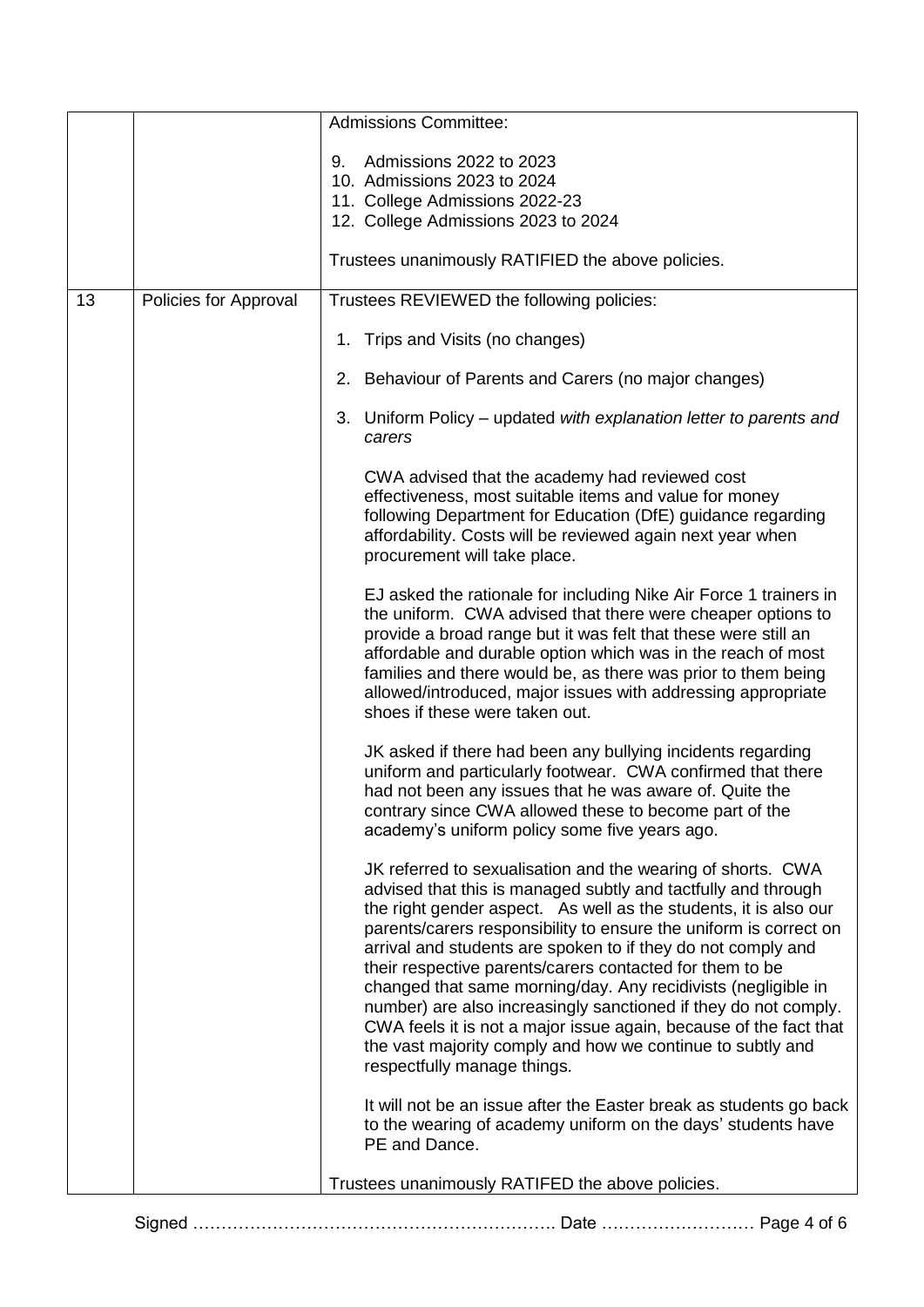| | | |
|---|---|---|
| | | Admissions Committee:<br><br>9. Admissions 2022 to 2023<br>10. Admissions 2023 to 2024<br>11. College Admissions 2022-23<br>12. College Admissions 2023 to 2024<br><br>Trustees unanimously RATIFIED the above policies. |
| 13 | Policies for Approval | Trustees REVIEWED the following policies:<br><br>1. Trips and Visits (no changes)<br><br>2. Behaviour of Parents and Carers (no major changes)<br><br>3. Uniform Policy – updated *with explanation letter to parents and carers*<br><br>CWA advised that the academy had reviewed cost effectiveness, most suitable items and value for money following Department for Education (DfE) guidance regarding affordability. Costs will be reviewed again next year when procurement will take place.<br><br>EJ asked the rationale for including Nike Air Force 1 trainers in the uniform. CWA advised that there were cheaper options to provide a broad range but it was felt that these were still an affordable and durable option which was in the reach of most families and there would be, as there was prior to them being allowed/introduced, major issues with addressing appropriate shoes if these were taken out.<br><br>JK asked if there had been any bullying incidents regarding uniform and particularly footwear. CWA confirmed that there had not been any issues that he was aware of. Quite the contrary since CWA allowed these to become part of the academy's uniform policy some five years ago.<br><br>JK referred to sexualisation and the wearing of shorts. CWA advised that this is managed subtly and tactfully and through the right gender aspect. As well as the students, it is also our parents/carers responsibility to ensure the uniform is correct on arrival and students are spoken to if they do not comply and their respective parents/carers contacted for them to be changed that same morning/day. Any recidivists (negligible in number) are also increasingly sanctioned if they do not comply. CWA feels it is not a major issue again, because of the fact that the vast majority comply and how we continue to subtly and respectfully manage things.<br><br>It will not be an issue after the Easter break as students go back to the wearing of academy uniform on the days' students have PE and Dance.<br><br>Trustees unanimously RATIFED the above policies. |

Signed ……………………………………………………….. Date ………………………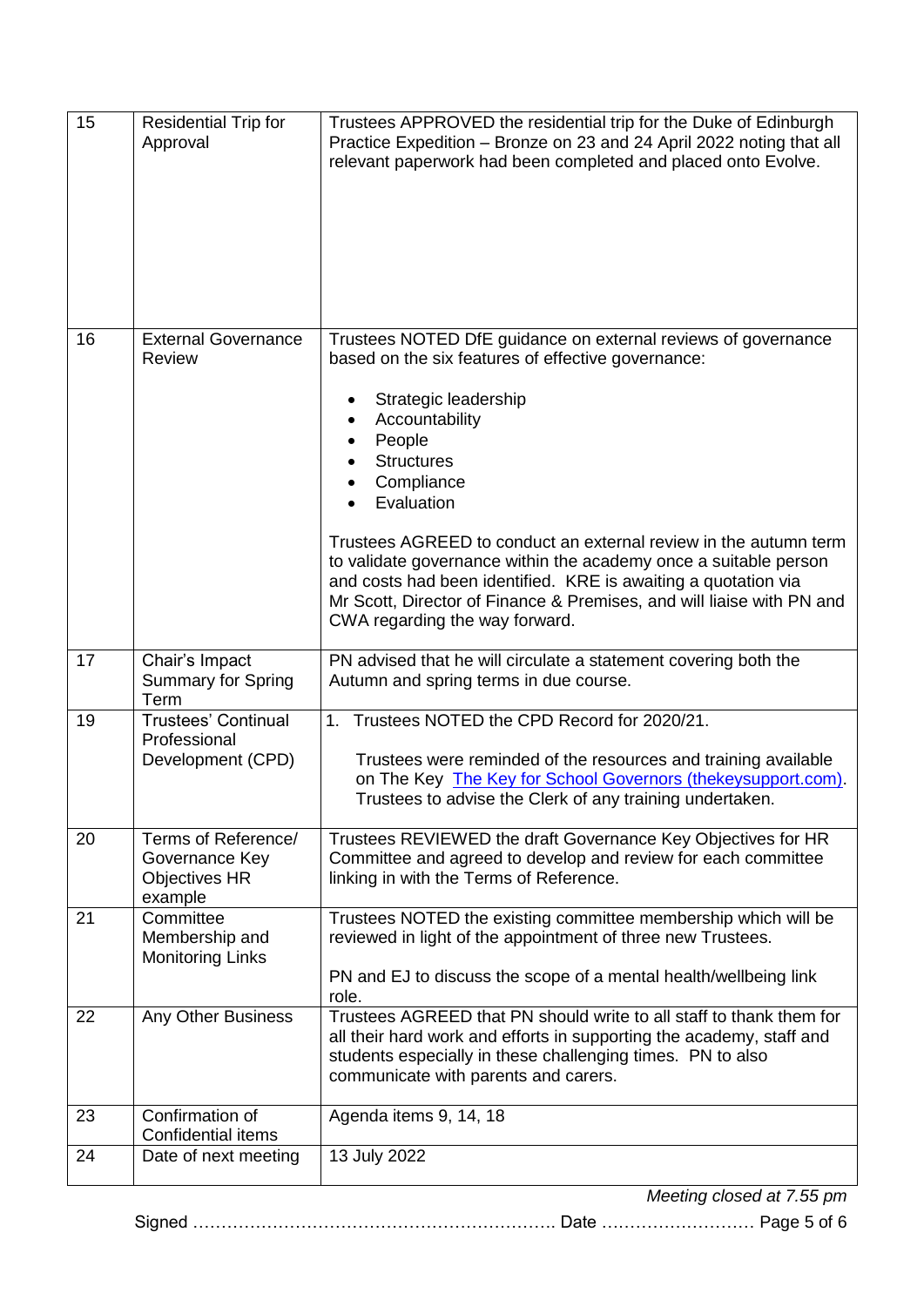| 15 | Residential Trip for Approval | Trustees APPROVED the residential trip for the Duke of Edinburgh Practice Expedition – Bronze on 23 and 24 April 2022 noting that all relevant paperwork had been completed and placed onto Evolve. |
|---|---|---|
| 16 | External Governance Review | Trustees NOTED DfE guidance on external reviews of governance based on the six features of effective governance:<br><br>• Strategic leadership<br>• Accountability<br>• People<br>• Structures<br>• Compliance<br>• Evaluation<br><br>Trustees AGREED to conduct an external review in the autumn term to validate governance within the academy once a suitable person and costs had been identified. KRE is awaiting a quotation via Mr Scott, Director of Finance & Premises, and will liaise with PN and CWA regarding the way forward. |
| 17 | Chair's Impact Summary for Spring Term | PN advised that he will circulate a statement covering both the Autumn and spring terms in due course. |
| 19 | Trustees' Continual Professional Development (CPD) | 1. Trustees NOTED the CPD Record for 2020/21.<br><br>Trustees were reminded of the resources and training available on The Key [The Key for School Governors (thekeysupport.com)](). Trustees to advise the Clerk of any training undertaken. |
| 20 | Terms of Reference/ Governance Key Objectives HR example | Trustees REVIEWED the draft Governance Key Objectives for HR Committee and agreed to develop and review for each committee linking in with the Terms of Reference. |
| 21 | Committee Membership and Monitoring Links | Trustees NOTED the existing committee membership which will be reviewed in light of the appointment of three new Trustees.<br><br>PN and EJ to discuss the scope of a mental health/wellbeing link role. |
| 22 | Any Other Business | Trustees AGREED that PN should write to all staff to thank them for all their hard work and efforts in supporting the academy, staff and students especially in these challenging times. PN to also communicate with parents and carers. |
| 23 | Confirmation of Confidential items | Agenda items 9, 14, 18 |
| 24 | Date of next meeting | 13 July 2022 |

*Meeting closed at 7.55 pm*

Signed ……………………………………………………… Date ………………………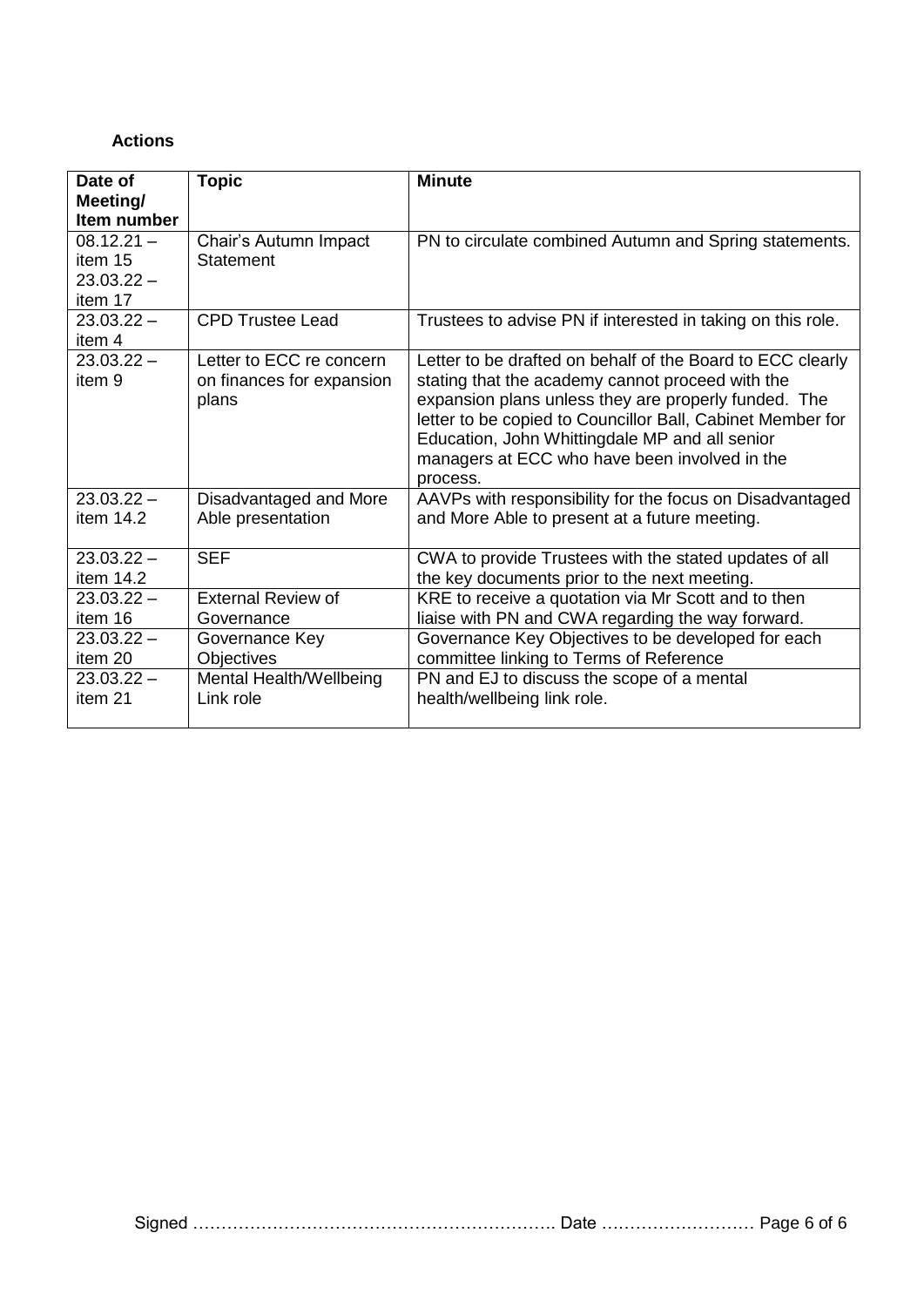**Actions**

| Date of Meeting/ Item number | Topic | Minute |
|---|---|---|
| 08.12.21 – item 15 23.03.22 – item 17 | Chair's Autumn Impact Statement | PN to circulate combined Autumn and Spring statements. |
| 23.03.22 – item 4 | CPD Trustee Lead | Trustees to advise PN if interested in taking on this role. |
| 23.03.22 – item 9 | Letter to ECC re concern on finances for expansion plans | Letter to be drafted on behalf of the Board to ECC clearly stating that the academy cannot proceed with the expansion plans unless they are properly funded. The letter to be copied to Councillor Ball, Cabinet Member for Education, John Whittingdale MP and all senior managers at ECC who have been involved in the process. |
| 23.03.22 – item 14.2 | Disadvantaged and More Able presentation | AAVPs with responsibility for the focus on Disadvantaged and More Able to present at a future meeting. |
| 23.03.22 – item 14.2 | SEF | CWA to provide Trustees with the stated updates of all the key documents prior to the next meeting. |
| 23.03.22 – item 16 | External Review of Governance | KRE to receive a quotation via Mr Scott and to then liaise with PN and CWA regarding the way forward. |
| 23.03.22 – item 20 | Governance Key Objectives | Governance Key Objectives to be developed for each committee linking to Terms of Reference |
| 23.03.22 – item 21 | Mental Health/Wellbeing Link role | PN and EJ to discuss the scope of a mental health/wellbeing link role. |

Signed ………………………………………………………. Date ………………………